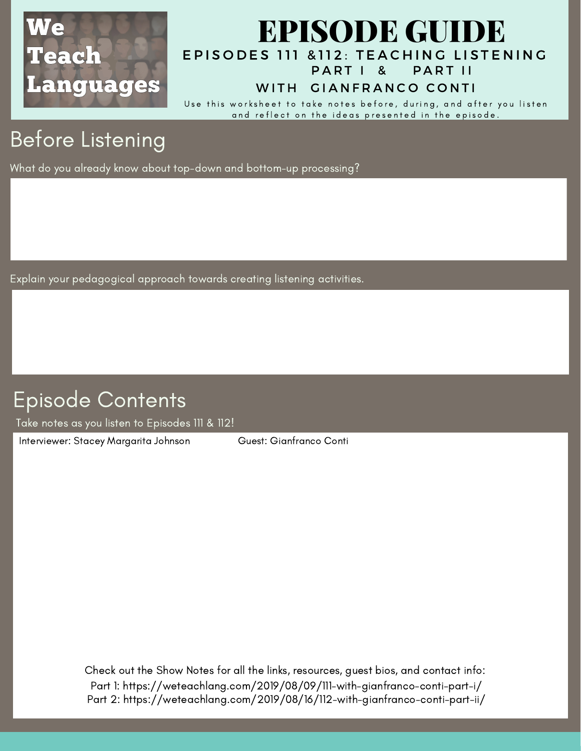We Teach Languages

# EPISODE GUIDE

## EPISODES 111 &112: TEACHING LISTENING PART I & PART II WITH GIANFRANCO CONTI

Use this worksheet to take notes before, during, and after you listen and reflect on the ideas presented in the episode.

## Before Listening

What do you already know about top-down and bottom-up processing?

Explain your pedagogical approach towards creating listening activities.

## Episode Contents

Take notes as you listen to Episodes 111 & 112!

Interviewer: Stacey Margarita Johnson

Guest: Gianfranco Conti

Check out the Show Notes for all the links, resources, guest bios, and contact info:

Part 1: https://weteachlang.com/2019/08/09/111-with-gianfranco-conti-part-i/

Part 2: https://weteachlang.com/2019/08/16/112-with-gianfranco-conti-part-ii/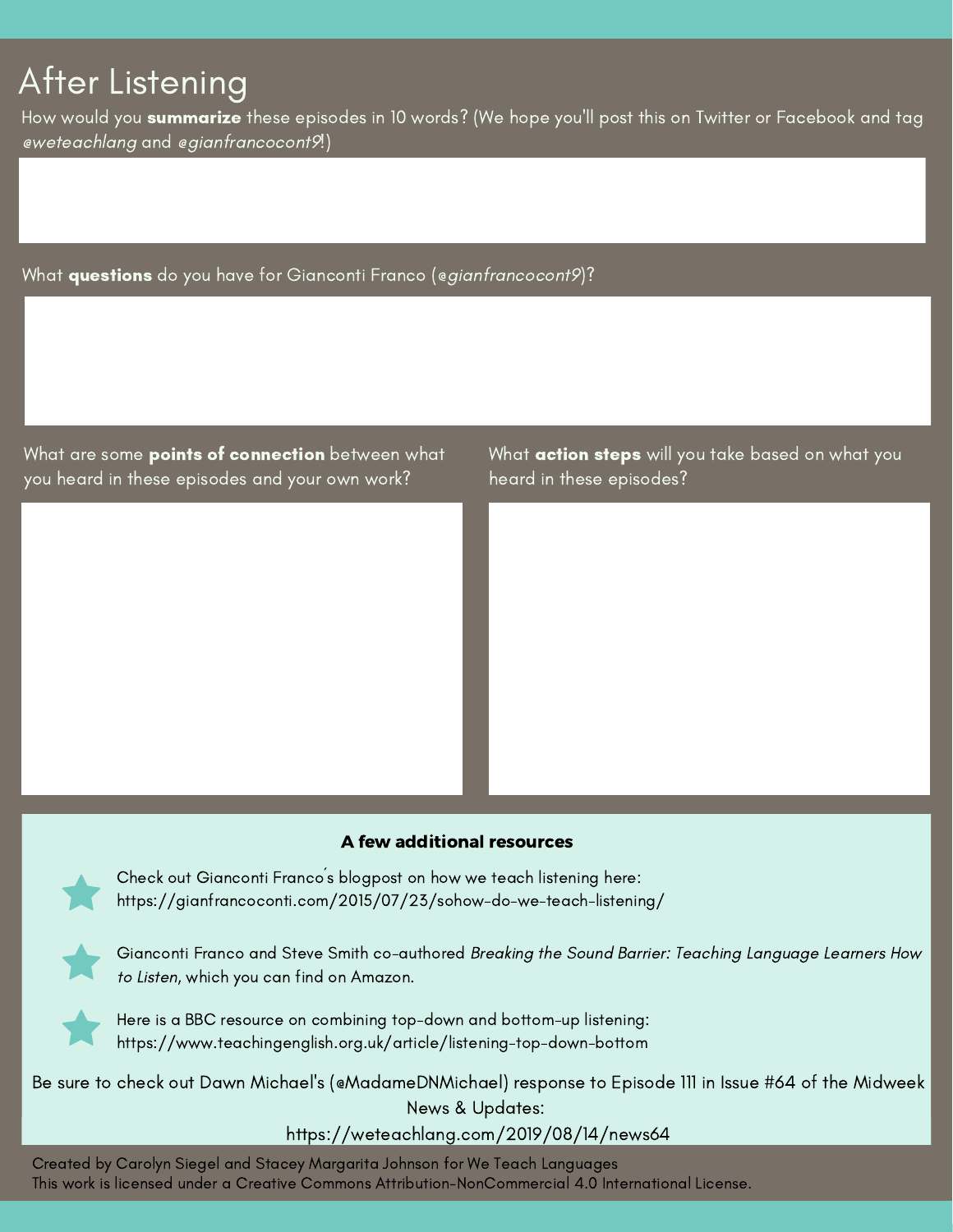# After Listening

How would you **summarize** these episodes in 10 words? (We hope you'll post this on Twitter or Facebook and tag *@weteachlang* and *@gianfrancocont9*!)

What **questions** do you have for Gianconti Franco (*@gianfrancocont9*)?

What are some **points of connection** between what you heard in these episodes and your own work?

What **action steps** will you take based on what you heard in these episodes?

**A few additional resources**

- Check out Gianconti Franco´s blogpost on how we teach listening here: https://gianfrancoconti.com/2015/07/23/sohow-do-we-teach-listening/
- Gianconti Franco and Steve Smith co-authored *Breaking the Sound Barrier: Teaching Language Learners How to Listen*, which you can find on Amazon.
- Here is a BBC resource on combining top-down and bottom-up listening: https://www.teachingenglish.org.uk/article/listening-top-down-bottom

Be sure to check out Dawn Michael's (@MadameDNMichael) response to Episode 111 in Issue #64 of the Midweek News & Updates: https://weteachlang.com/2019/08/14/news64

Created by Carolyn Siegel and Stacey Margarita Johnson for We Teach Languages
This work is licensed under a Creative Commons Attribution-NonCommercial 4.0 International License.